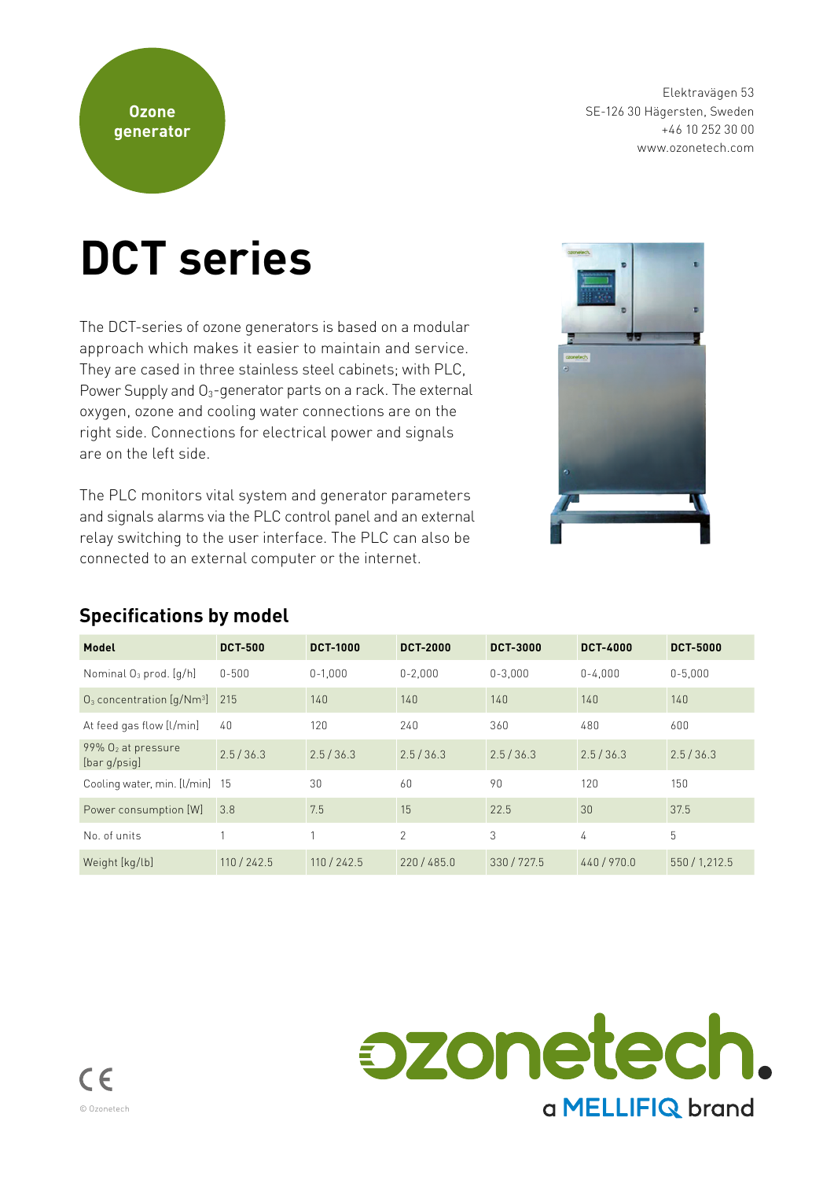Ozone generator

Elektravägen 53
SE-126 30 Hägersten, Sweden
+46 10 252 30 00
www.ozonetech.com

# DCT series

The DCT-series of ozone generators is based on a modular approach which makes it easier to maintain and service. They are cased in three stainless steel cabinets; with PLC, Power Supply and $O_3$-generator parts on a rack. The external oxygen, ozone and cooling water connections are on the right side. Connections for electrical power and signals are on the left side.

The PLC monitors vital system and generator parameters and signals alarms via the PLC control panel and an external relay switching to the user interface. The PLC can also be connected to an external computer or the internet.

## Specifications by model

| Model | DCT-500 | DCT-1000 | DCT-2000 | DCT-3000 | DCT-4000 | DCT-5000 |
|---|---|---|---|---|---|---|
| Nominal $O_3$ prod. [g/h] | 0-500 | 0-1,000 | 0-2,000 | 0-3,000 | 0-4,000 | 0-5,000 |
| $O_3$ concentration [g/Nm$^3$] | 215 | 140 | 140 | 140 | 140 | 140 |
| At feed gas flow [l/min] | 40 | 120 | 240 | 360 | 480 | 600 |
| 99% $O_2$ at pressure [bar g/psig] | 2.5 / 36.3 | 2.5 / 36.3 | 2.5 / 36.3 | 2.5 / 36.3 | 2.5 / 36.3 | 2.5 / 36.3 |
| Cooling water, min. [l/min] | 15 | 30 | 60 | 90 | 120 | 150 |
| Power consumption [W] | 3.8 | 7.5 | 15 | 22.5 | 30 | 37.5 |
| No. of units | 1 | 1 | 2 | 3 | 4 | 5 |
| Weight [kg/lb] | 110 / 242.5 | 110 / 242.5 | 220 / 485.0 | 330 / 727.5 | 440 / 970.0 | 550 / 1,212.5 |

CE

© Ozonetech

ozonetech.
a MELLIFIQ brand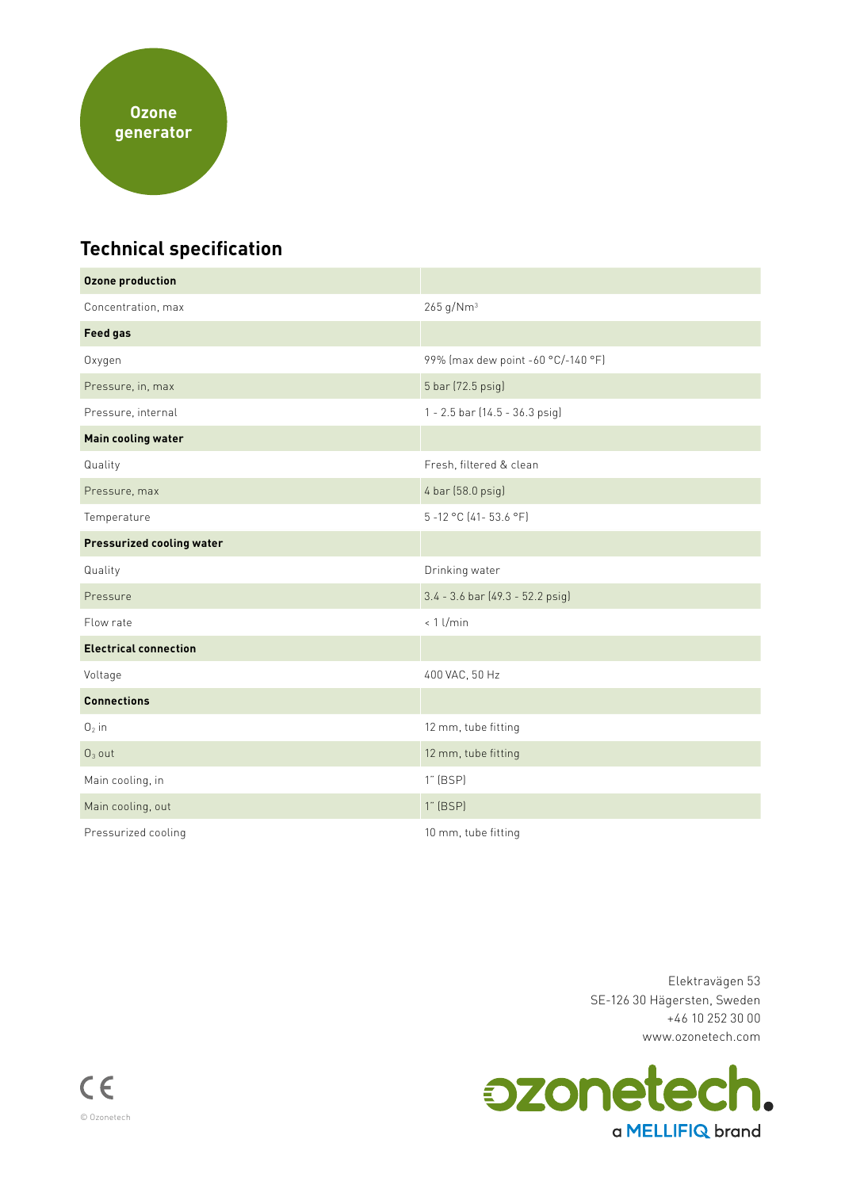Ozone generator

## Technical specification

| **Ozone production** | |
|---|---|
| Concentration, max | 265 $g/Nm^3$ |
| **Feed gas** | |
| Oxygen | 99% (max dew point -60 °C/-140 °F) |
| Pressure, in, max | 5 bar (72.5 psig) |
| Pressure, internal | 1 - 2.5 bar (14.5 - 36.3 psig) |
| **Main cooling water** | |
| Quality | Fresh, filtered & clean |
| Pressure, max | 4 bar (58.0 psig) |
| Temperature | 5 -12 °C (41- 53.6 °F) |
| **Pressurized cooling water** | |
| Quality | Drinking water |
| Pressure | 3.4 - 3.6 bar (49.3 - 52.2 psig) |
| Flow rate | < 1 l/min |
| **Electrical connection** | |
| Voltage | 400 VAC, 50 Hz |
| **Connections** | |
| $O_2$ in | 12 mm, tube fitting |
| $O_3$ out | 12 mm, tube fitting |
| Main cooling, in | 1" (BSP) |
| Main cooling, out | 1" (BSP) |
| Pressurized cooling | 10 mm, tube fitting |

Elektravägen 53
SE-126 30 Hägersten, Sweden
+46 10 252 30 00
www.ozonetech.com

ozonetech.
a MELLIFIQ brand

CE

© Ozonetech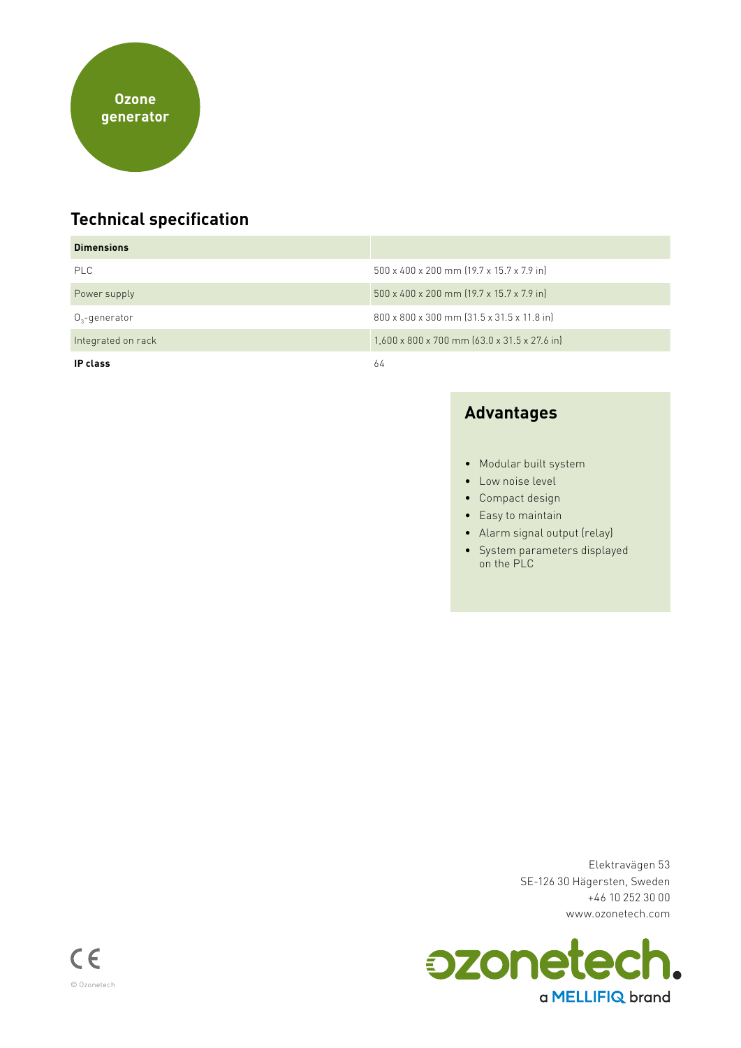Ozone generator

## Technical specification

| Dimensions | |
|---|---|
| PLC | 500 x 400 x 200 mm (19.7 x 15.7 x 7.9 in) |
| Power supply | 500 x 400 x 200 mm (19.7 x 15.7 x 7.9 in) |
| $O_3$-generator | 800 x 800 x 300 mm (31.5 x 31.5 x 11.8 in) |
| Integrated on rack | 1,600 x 800 x 700 mm (63.0 x 31.5 x 27.6 in) |
| **IP class** | 64 |

## Advantages

- Modular built system
- Low noise level
- Compact design
- Easy to maintain
- Alarm signal output (relay)
- System parameters displayed on the PLC

Elektravägen 53
SE-126 30 Hägersten, Sweden
+46 10 252 30 00
www.ozonetech.com

ozonetech.
a MELLIFIQ brand

CE

© Ozonetech